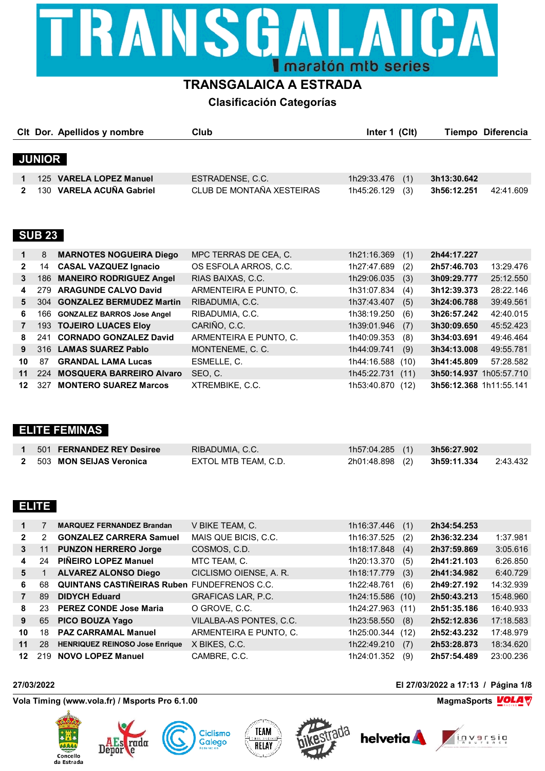# TRANSGALAICA

maratón mtb series

## TRANSGALAICA A ESTRADA

### Clasificación Categorías

### JUNIOR

| Clt | Dor. | Apellidos y nombre | Club | Inter 1 | (Clt) | Tiempo | Diferencia |
|---|---|---|---|---|---|---|---|
| 1 | 125 | **VARELA LOPEZ Manuel** | ESTRADENSE, C.C. | 1h29:33.476 | (1) | **3h13:30.642** | |
| 2 | 130 | **VARELA ACUÑA Gabriel** | CLUB DE MONTAÑA XESTEIRAS | 1h45:26.129 | (3) | **3h56:12.251** | 42:41.609 |

### SUB 23

| Clt | Dor. | Apellidos y nombre | Club | Inter 1 | (Clt) | Tiempo | Diferencia |
|---|---|---|---|---|---|---|---|
| 1 | 8 | **MARNOTES NOGUEIRA Diego** | MPC TERRAS DE CEA, C. | 1h21:16.369 | (1) | **2h44:17.227** | |
| 2 | 14 | **CASAL VAZQUEZ Ignacio** | OS ESFOLA ARROS, C.C. | 1h27:47.689 | (2) | **2h57:46.703** | 13:29.476 |
| 3 | 186 | **MANEIRO RODRIGUEZ Angel** | RIAS BAIXAS, C.C. | 1h29:06.035 | (3) | **3h09:29.777** | 25:12.550 |
| 4 | 279 | **ARAGUNDE CALVO David** | ARMENTEIRA E PUNTO, C. | 1h31:07.834 | (4) | **3h12:39.373** | 28:22.146 |
| 5 | 304 | **GONZALEZ BERMUDEZ Martin** | RIBADUMIA, C.C. | 1h37:43.407 | (5) | **3h24:06.788** | 39:49.561 |
| 6 | 166 | **GONZALEZ BARROS Jose Angel** | RIBADUMIA, C.C. | 1h38:19.250 | (6) | **3h26:57.242** | 42:40.015 |
| 7 | 193 | **TOJEIRO LUACES Eloy** | CARIÑO, C.C. | 1h39:01.946 | (7) | **3h30:09.650** | 45:52.423 |
| 8 | 241 | **CORNADO GONZALEZ David** | ARMENTEIRA E PUNTO, C. | 1h40:09.353 | (8) | **3h34:03.691** | 49:46.464 |
| 9 | 316 | **LAMAS SUAREZ Pablo** | MONTENEME, C. C. | 1h44:09.741 | (9) | **3h34:13.008** | 49:55.781 |
| 10 | 87 | **GRANDAL LAMA Lucas** | ESMELLE, C. | 1h44:16.588 | (10) | **3h41:45.809** | 57:28.582 |
| 11 | 224 | **MOSQUERA BARREIRO Alvaro** | SEO, C. | 1h45:22.731 | (11) | **3h50:14.937** | 1h05:57.710 |
| 12 | 327 | **MONTERO SUAREZ Marcos** | XTREMBIKE, C.C. | 1h53:40.870 | (12) | **3h56:12.368** | 1h11:55.141 |

### ELITE FEMINAS

| Clt | Dor. | Apellidos y nombre | Club | Inter 1 | (Clt) | Tiempo | Diferencia |
|---|---|---|---|---|---|---|---|
| 1 | 501 | **FERNANDEZ REY Desiree** | RIBADUMIA, C.C. | 1h57:04.285 | (1) | **3h56:27.902** | |
| 2 | 503 | **MON SEIJAS Veronica** | EXTOL MTB TEAM, C.D. | 2h01:48.898 | (2) | **3h59:11.334** | 2:43.432 |

### ELITE

| Clt | Dor. | Apellidos y nombre | Club | Inter 1 | (Clt) | Tiempo | Diferencia |
|---|---|---|---|---|---|---|---|
| 1 | 7 | **MARQUEZ FERNANDEZ Brandan** | V BIKE TEAM, C. | 1h16:37.446 | (1) | **2h34:54.253** | |
| 2 | 2 | **GONZALEZ CARRERA Samuel** | MAIS QUE BICIS, C.C. | 1h16:37.525 | (2) | **2h36:32.234** | 1:37.981 |
| 3 | 11 | **PUNZON HERRERO Jorge** | COSMOS, C.D. | 1h18:17.848 | (4) | **2h37:59.869** | 3:05.616 |
| 4 | 24 | **PIÑEIRO LOPEZ Manuel** | MTC TEAM, C. | 1h20:13.370 | (5) | **2h41:21.103** | 6:26.850 |
| 5 | 1 | **ALVAREZ ALONSO Diego** | CICLISMO OIENSE, A. R. | 1h18:17.779 | (3) | **2h41:34.982** | 6:40.729 |
| 6 | 68 | **QUINTANS CASTIÑEIRAS Ruben** | FUNDEFRENOS C.C. | 1h22:48.761 | (6) | **2h49:27.192** | 14:32.939 |
| 7 | 89 | **DIDYCH Eduard** | GRAFICAS LAR, P.C. | 1h24:15.586 | (10) | **2h50:43.213** | 15:48.960 |
| 8 | 23 | **PEREZ CONDE Jose Maria** | O GROVE, C.C. | 1h24:27.963 | (11) | **2h51:35.186** | 16:40.933 |
| 9 | 65 | **PICO BOUZA Yago** | VILALBA-AS PONTES, C.C. | 1h23:58.550 | (8) | **2h52:12.836** | 17:18.583 |
| 10 | 18 | **PAZ CARRAMAL Manuel** | ARMENTEIRA E PUNTO, C. | 1h25:00.344 | (12) | **2h52:43.232** | 17:48.979 |
| 11 | 28 | **HENRIQUEZ REINOSO Jose Enrique** | X BIKES, C.C. | 1h22:49.210 | (7) | **2h53:28.873** | 18:34.620 |
| 12 | 219 | **NOVO LOPEZ Manuel** | CAMBRE, C.C. | 1h24:01.352 | (9) | **2h57:54.489** | 23:00.236 |

**27/03/2022** **El 27/03/2022 a 17:13**

**Vola Timing (www.vola.fr) / Msports Pro 6.1.00** **MagmaSports**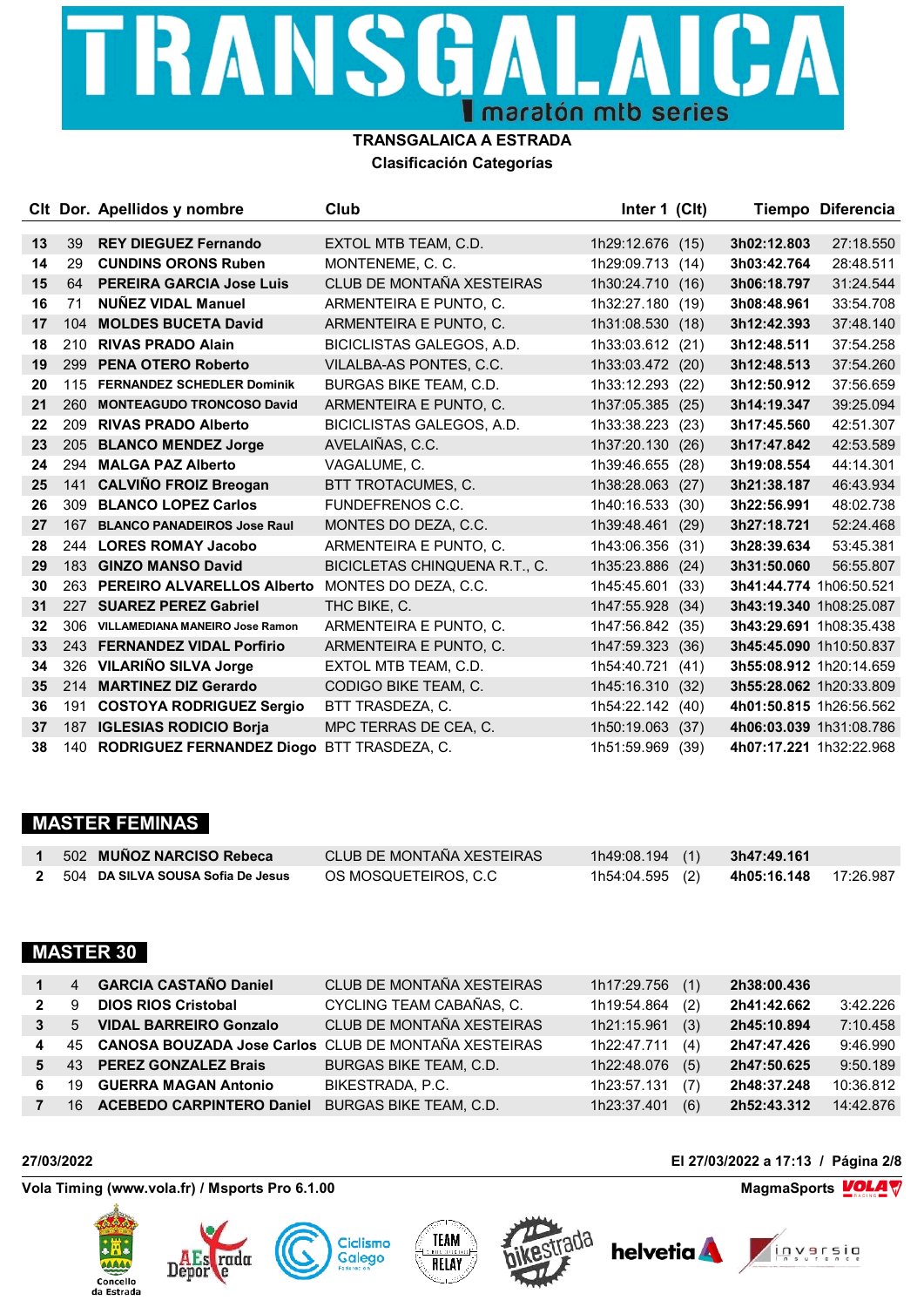# TRANSGALAICA

maratón mtb series

**TRANSGALAICA A ESTRADA**

**Clasificación Categorías**

| Clt | Dor. | Apellidos y nombre | Club | Inter 1 | (Clt) | Tiempo | Diferencia |
|---|---|---|---|---|---|---|---|
| 13 | 39 | **REY DIEGUEZ Fernando** | EXTOL MTB TEAM, C.D. | 1h29:12.676 | (15) | **3h02:12.803** | 27:18.550 |
| 14 | 29 | **CUNDINS ORONS Ruben** | MONTENEME, C. C. | 1h29:09.713 | (14) | **3h03:42.764** | 28:48.511 |
| 15 | 64 | **PEREIRA GARCIA Jose Luis** | CLUB DE MONTAÑA XESTEIRAS | 1h30:24.710 | (16) | **3h06:18.797** | 31:24.544 |
| 16 | 71 | **NUÑEZ VIDAL Manuel** | ARMENTEIRA E PUNTO, C. | 1h32:27.180 | (19) | **3h08:48.961** | 33:54.708 |
| 17 | 104 | **MOLDES BUCETA David** | ARMENTEIRA E PUNTO, C. | 1h31:08.530 | (18) | **3h12:42.393** | 37:48.140 |
| 18 | 210 | **RIVAS PRADO Alain** | BICICLISTAS GALEGOS, A.D. | 1h33:03.612 | (21) | **3h12:48.511** | 37:54.258 |
| 19 | 299 | **PENA OTERO Roberto** | VILALBA-AS PONTES, C.C. | 1h33:03.472 | (20) | **3h12:48.513** | 37:54.260 |
| 20 | 115 | **FERNANDEZ SCHEDLER Dominik** | BURGAS BIKE TEAM, C.D. | 1h33:12.293 | (22) | **3h12:50.912** | 37:56.659 |
| 21 | 260 | **MONTEAGUDO TRONCOSO David** | ARMENTEIRA E PUNTO, C. | 1h37:05.385 | (25) | **3h14:19.347** | 39:25.094 |
| 22 | 209 | **RIVAS PRADO Alberto** | BICICLISTAS GALEGOS, A.D. | 1h33:38.223 | (23) | **3h17:45.560** | 42:51.307 |
| 23 | 205 | **BLANCO MENDEZ Jorge** | AVELAIÑAS, C.C. | 1h37:20.130 | (26) | **3h17:47.842** | 42:53.589 |
| 24 | 294 | **MALGA PAZ Alberto** | VAGALUME, C. | 1h39:46.655 | (28) | **3h19:08.554** | 44:14.301 |
| 25 | 141 | **CALVIÑO FROIZ Breogan** | BTT TROTACUMES, C. | 1h38:28.063 | (27) | **3h21:38.187** | 46:43.934 |
| 26 | 309 | **BLANCO LOPEZ Carlos** | FUNDEFRENOS C.C. | 1h40:16.533 | (30) | **3h22:56.991** | 48:02.738 |
| 27 | 167 | **BLANCO PANADEIROS Jose Raul** | MONTES DO DEZA, C.C. | 1h39:48.461 | (29) | **3h27:18.721** | 52:24.468 |
| 28 | 244 | **LORES ROMAY Jacobo** | ARMENTEIRA E PUNTO, C. | 1h43:06.356 | (31) | **3h28:39.634** | 53:45.381 |
| 29 | 183 | **GINZO MANSO David** | BICICLETAS CHINQUENA R.T., C. | 1h35:23.886 | (24) | **3h31:50.060** | 56:55.807 |
| 30 | 263 | **PEREIRO ALVARELLOS Alberto** | MONTES DO DEZA, C.C. | 1h45:45.601 | (33) | **3h41:44.774** | 1h06:50.521 |
| 31 | 227 | **SUAREZ PEREZ Gabriel** | THC BIKE, C. | 1h47:55.928 | (34) | **3h43:19.340** | 1h08:25.087 |
| 32 | 306 | **VILLAMEDIANA MANEIRO Jose Ramon** | ARMENTEIRA E PUNTO, C. | 1h47:56.842 | (35) | **3h43:29.691** | 1h08:35.438 |
| 33 | 243 | **FERNANDEZ VIDAL Porfirio** | ARMENTEIRA E PUNTO, C. | 1h47:59.323 | (36) | **3h45:45.090** | 1h10:50.837 |
| 34 | 326 | **VILARIÑO SILVA Jorge** | EXTOL MTB TEAM, C.D. | 1h54:40.721 | (41) | **3h55:08.912** | 1h20:14.659 |
| 35 | 214 | **MARTINEZ DIZ Gerardo** | CODIGO BIKE TEAM, C. | 1h45:16.310 | (32) | **3h55:28.062** | 1h20:33.809 |
| 36 | 191 | **COSTOYA RODRIGUEZ Sergio** | BTT TRASDEZA, C. | 1h54:22.142 | (40) | **4h01:50.815** | 1h26:56.562 |
| 37 | 187 | **IGLESIAS RODICIO Borja** | MPC TERRAS DE CEA, C. | 1h50:19.063 | (37) | **4h06:03.039** | 1h31:08.786 |
| 38 | 140 | **RODRIGUEZ FERNANDEZ Diogo** | BTT TRASDEZA, C. | 1h51:59.969 | (39) | **4h07:17.221** | 1h32:22.968 |

## MASTER FEMINAS

| Clt | Dor. | Apellidos y nombre | Club | Inter 1 | (Clt) | Tiempo | Diferencia |
|---|---|---|---|---|---|---|---|
| 1 | 502 | **MUÑOZ NARCISO Rebeca** | CLUB DE MONTAÑA XESTEIRAS | 1h49:08.194 | (1) | **3h47:49.161** | |
| 2 | 504 | **DA SILVA SOUSA Sofia De Jesus** | OS MOSQUETEIROS, C.C | 1h54:04.595 | (2) | **4h05:16.148** | 17:26.987 |

## MASTER 30

| Clt | Dor. | Apellidos y nombre | Club | Inter 1 | (Clt) | Tiempo | Diferencia |
|---|---|---|---|---|---|---|---|
| 1 | 4 | **GARCIA CASTAÑO Daniel** | CLUB DE MONTAÑA XESTEIRAS | 1h17:29.756 | (1) | **2h38:00.436** | |
| 2 | 9 | **DIOS RIOS Cristobal** | CYCLING TEAM CABAÑAS, C. | 1h19:54.864 | (2) | **2h41:42.662** | 3:42.226 |
| 3 | 5 | **VIDAL BARREIRO Gonzalo** | CLUB DE MONTAÑA XESTEIRAS | 1h21:15.961 | (3) | **2h45:10.894** | 7:10.458 |
| 4 | 45 | **CANOSA BOUZADA Jose Carlos** | CLUB DE MONTAÑA XESTEIRAS | 1h22:47.711 | (4) | **2h47:47.426** | 9:46.990 |
| 5 | 43 | **PEREZ GONZALEZ Brais** | BURGAS BIKE TEAM, C.D. | 1h22:48.076 | (5) | **2h47:50.625** | 9:50.189 |
| 6 | 19 | **GUERRA MAGAN Antonio** | BIKESTRADA, P.C. | 1h23:57.131 | (7) | **2h48:37.248** | 10:36.812 |
| 7 | 16 | **ACEBEDO CARPINTERO Daniel** | BURGAS BIKE TEAM, C.D. | 1h23:37.401 | (6) | **2h52:43.312** | 14:42.876 |

27/03/2022 — El 27/03/2022 a 17:13

Vola Timing (www.vola.fr) / Msports Pro 6.1.00 — MagmaSports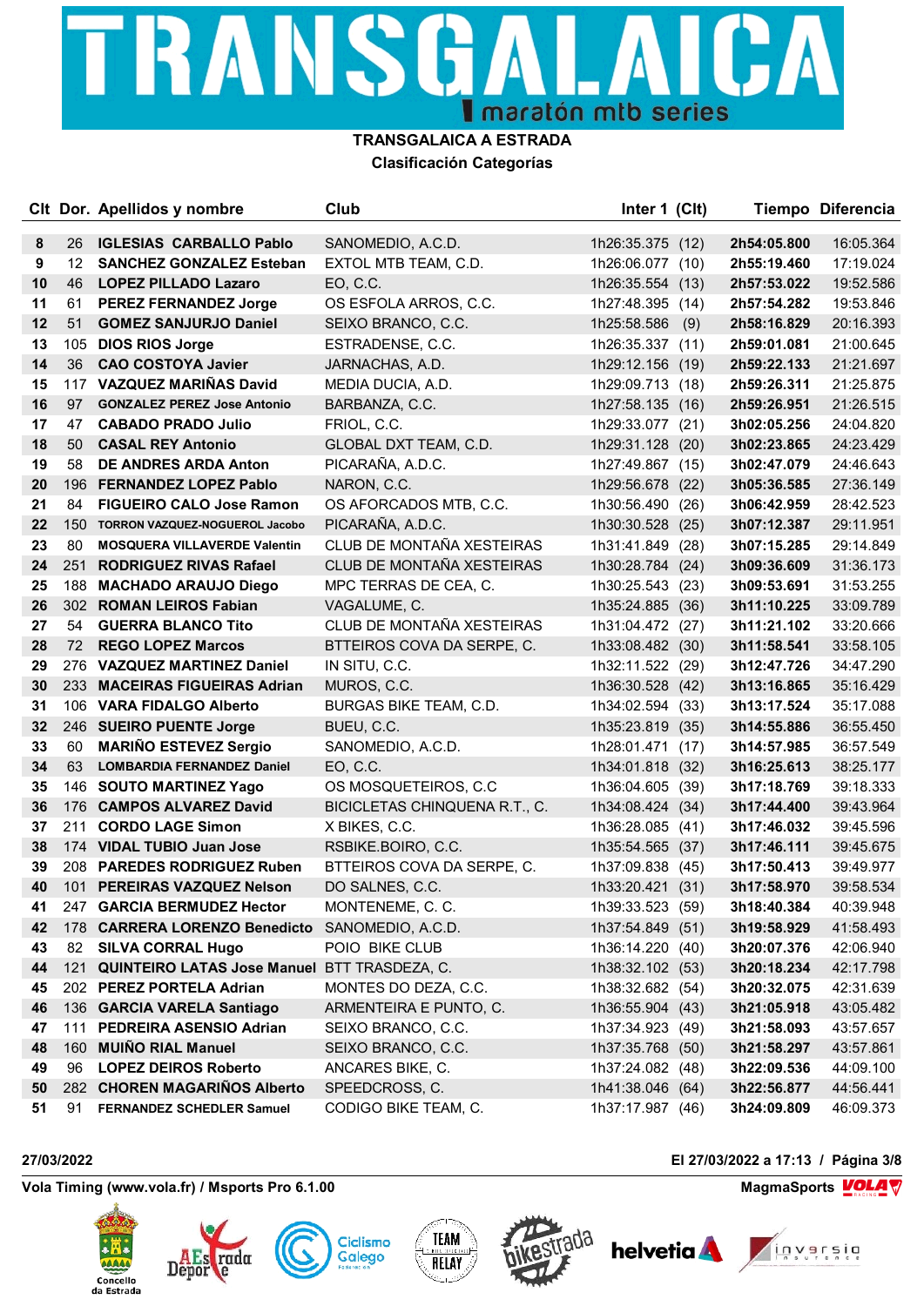# TRANSGALAICA

maratón mtb series

**TRANSGALAICA A ESTRADA**

**Clasificación Categorías**

| Clt | Dor. | Apellidos y nombre | Club | Inter 1 (Clt) | Tiempo | Diferencia |
|---|---|---|---|---|---|---|
| 8 | 26 | **IGLESIAS CARBALLO Pablo** | SANOMEDIO, A.C.D. | 1h26:35.375 (12) | **2h54:05.800** | 16:05.364 |
| 9 | 12 | **SANCHEZ GONZALEZ Esteban** | EXTOL MTB TEAM, C.D. | 1h26:06.077 (10) | **2h55:19.460** | 17:19.024 |
| 10 | 46 | **LOPEZ PILLADO Lazaro** | EO, C.C. | 1h26:35.554 (13) | **2h57:53.022** | 19:52.586 |
| 11 | 61 | **PEREZ FERNANDEZ Jorge** | OS ESFOLA ARROS, C.C. | 1h27:48.395 (14) | **2h57:54.282** | 19:53.846 |
| 12 | 51 | **GOMEZ SANJURJO Daniel** | SEIXO BRANCO, C.C. | 1h25:58.586 (9) | **2h58:16.829** | 20:16.393 |
| 13 | 105 | **DIOS RIOS Jorge** | ESTRADENSE, C.C. | 1h26:35.337 (11) | **2h59:01.081** | 21:00.645 |
| 14 | 36 | **CAO COSTOYA Javier** | JARNACHAS, A.D. | 1h29:12.156 (19) | **2h59:22.133** | 21:21.697 |
| 15 | 117 | **VAZQUEZ MARIÑAS David** | MEDIA DUCIA, A.D. | 1h29:09.713 (18) | **2h59:26.311** | 21:25.875 |
| 16 | 97 | **GONZALEZ PEREZ Jose Antonio** | BARBANZA, C.C. | 1h27:58.135 (16) | **2h59:26.951** | 21:26.515 |
| 17 | 47 | **CABADO PRADO Julio** | FRIOL, C.C. | 1h29:33.077 (21) | **3h02:05.256** | 24:04.820 |
| 18 | 50 | **CASAL REY Antonio** | GLOBAL DXT TEAM, C.D. | 1h29:31.128 (20) | **3h02:23.865** | 24:23.429 |
| 19 | 58 | **DE ANDRES ARDA Anton** | PICARAÑA, A.D.C. | 1h27:49.867 (15) | **3h02:47.079** | 24:46.643 |
| 20 | 196 | **FERNANDEZ LOPEZ Pablo** | NARON, C.C. | 1h29:56.678 (22) | **3h05:36.585** | 27:36.149 |
| 21 | 84 | **FIGUEIRO CALO Jose Ramon** | OS AFORCADOS MTB, C.C. | 1h30:56.490 (26) | **3h06:42.959** | 28:42.523 |
| 22 | 150 | **TORRON VAZQUEZ-NOGUEROL Jacobo** | PICARAÑA, A.D.C. | 1h30:30.528 (25) | **3h07:12.387** | 29:11.951 |
| 23 | 80 | **MOSQUERA VILLAVERDE Valentin** | CLUB DE MONTAÑA XESTEIRAS | 1h31:41.849 (28) | **3h07:15.285** | 29:14.849 |
| 24 | 251 | **RODRIGUEZ RIVAS Rafael** | CLUB DE MONTAÑA XESTEIRAS | 1h30:28.784 (24) | **3h09:36.609** | 31:36.173 |
| 25 | 188 | **MACHADO ARAUJO Diego** | MPC TERRAS DE CEA, C. | 1h30:25.543 (23) | **3h09:53.691** | 31:53.255 |
| 26 | 302 | **ROMAN LEIROS Fabian** | VAGALUME, C. | 1h35:24.885 (36) | **3h11:10.225** | 33:09.789 |
| 27 | 54 | **GUERRA BLANCO Tito** | CLUB DE MONTAÑA XESTEIRAS | 1h31:04.472 (27) | **3h11:21.102** | 33:20.666 |
| 28 | 72 | **REGO LOPEZ Marcos** | BTTEIROS COVA DA SERPE, C. | 1h33:08.482 (30) | **3h11:58.541** | 33:58.105 |
| 29 | 276 | **VAZQUEZ MARTINEZ Daniel** | IN SITU, C.C. | 1h32:11.522 (29) | **3h12:47.726** | 34:47.290 |
| 30 | 233 | **MACEIRAS FIGUEIRAS Adrian** | MUROS, C.C. | 1h36:30.528 (42) | **3h13:16.865** | 35:16.429 |
| 31 | 106 | **VARA FIDALGO Alberto** | BURGAS BIKE TEAM, C.D. | 1h34:02.594 (33) | **3h13:17.524** | 35:17.088 |
| 32 | 246 | **SUEIRO PUENTE Jorge** | BUEU, C.C. | 1h35:23.819 (35) | **3h14:55.886** | 36:55.450 |
| 33 | 60 | **MARIÑO ESTEVEZ Sergio** | SANOMEDIO, A.C.D. | 1h28:01.471 (17) | **3h14:57.985** | 36:57.549 |
| 34 | 63 | **LOMBARDIA FERNANDEZ Daniel** | EO, C.C. | 1h34:01.818 (32) | **3h16:25.613** | 38:25.177 |
| 35 | 146 | **SOUTO MARTINEZ Yago** | OS MOSQUETEIROS, C.C | 1h36:04.605 (39) | **3h17:18.769** | 39:18.333 |
| 36 | 176 | **CAMPOS ALVAREZ David** | BICICLETAS CHINQUENA R.T., C. | 1h34:08.424 (34) | **3h17:44.400** | 39:43.964 |
| 37 | 211 | **CORDO LAGE Simon** | X BIKES, C.C. | 1h36:28.085 (41) | **3h17:46.032** | 39:45.596 |
| 38 | 174 | **VIDAL TUBIO Juan Jose** | RSBIKE.BOIRO, C.C. | 1h35:54.565 (37) | **3h17:46.111** | 39:45.675 |
| 39 | 208 | **PAREDES RODRIGUEZ Ruben** | BTTEIROS COVA DA SERPE, C. | 1h37:09.838 (45) | **3h17:50.413** | 39:49.977 |
| 40 | 101 | **PEREIRAS VAZQUEZ Nelson** | DO SALNES, C.C. | 1h33:20.421 (31) | **3h17:58.970** | 39:58.534 |
| 41 | 247 | **GARCIA BERMUDEZ Hector** | MONTENEME, C. C. | 1h39:33.523 (59) | **3h18:40.384** | 40:39.948 |
| 42 | 178 | **CARRERA LORENZO Benedicto** | SANOMEDIO, A.C.D. | 1h37:54.849 (51) | **3h19:58.929** | 41:58.493 |
| 43 | 82 | **SILVA CORRAL Hugo** | POIO BIKE CLUB | 1h36:14.220 (40) | **3h20:07.376** | 42:06.940 |
| 44 | 121 | **QUINTEIRO LATAS Jose Manuel** | BTT TRASDEZA, C. | 1h38:32.102 (53) | **3h20:18.234** | 42:17.798 |
| 45 | 202 | **PEREZ PORTELA Adrian** | MONTES DO DEZA, C.C. | 1h38:32.682 (54) | **3h20:32.075** | 42:31.639 |
| 46 | 136 | **GARCIA VARELA Santiago** | ARMENTEIRA E PUNTO, C. | 1h36:55.904 (43) | **3h21:05.918** | 43:05.482 |
| 47 | 111 | **PEDREIRA ASENSIO Adrian** | SEIXO BRANCO, C.C. | 1h37:34.923 (49) | **3h21:58.093** | 43:57.657 |
| 48 | 160 | **MUIÑO RIAL Manuel** | SEIXO BRANCO, C.C. | 1h37:35.768 (50) | **3h21:58.297** | 43:57.861 |
| 49 | 96 | **LOPEZ DEIROS Roberto** | ANCARES BIKE, C. | 1h37:24.082 (48) | **3h22:09.536** | 44:09.100 |
| 50 | 282 | **CHOREN MAGARIÑOS Alberto** | SPEEDCROSS, C. | 1h41:38.046 (64) | **3h22:56.877** | 44:56.441 |
| 51 | 91 | **FERNANDEZ SCHEDLER Samuel** | CODIGO BIKE TEAM, C. | 1h37:17.987 (46) | **3h24:09.809** | 46:09.373 |

**27/03/2022** | **El 27/03/2022 a 17:13**

**Vola Timing (www.vola.fr) / Msports Pro 6.1.00** | **MagmaSports**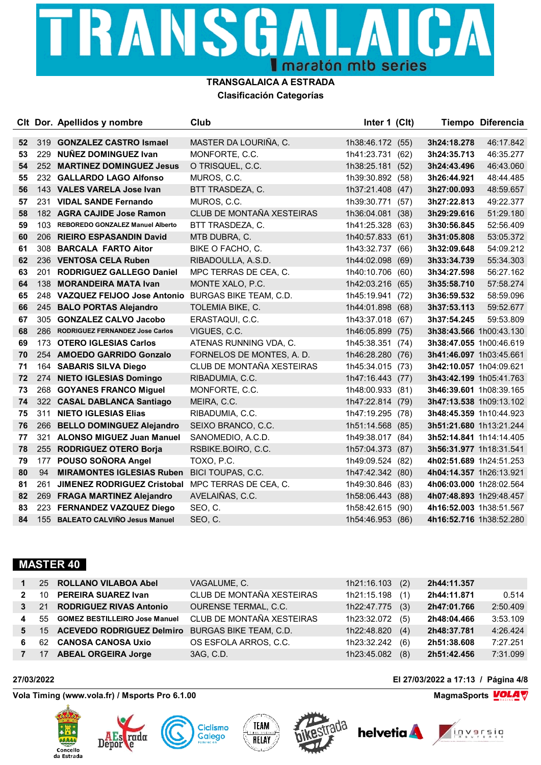# TRANSGALAICA

maratón mtb series

**TRANSGALAICA A ESTRADA**

**Clasificación Categorías**

| Clt | Dor. | Apellidos y nombre | Club | Inter 1 | (Clt) | Tiempo | Diferencia |
|---|---|---|---|---|---|---|---|
| 52 | 319 | GONZALEZ CASTRO Ismael | MASTER DA LOURIÑA, C. | 1h38:46.172 | (55) | 3h24:18.278 | 46:17.842 |
| 53 | 229 | NUÑEZ DOMINGUEZ Ivan | MONFORTE, C.C. | 1h41:23.731 | (62) | 3h24:35.713 | 46:35.277 |
| 54 | 252 | MARTINEZ DOMINGUEZ Jesus | O TRISQUEL, C.C. | 1h38:25.181 | (52) | 3h24:43.496 | 46:43.060 |
| 55 | 232 | GALLARDO LAGO Alfonso | MUROS, C.C. | 1h39:30.892 | (58) | 3h26:44.921 | 48:44.485 |
| 56 | 143 | VALES VARELA Jose Ivan | BTT TRASDEZA, C. | 1h37:21.408 | (47) | 3h27:00.093 | 48:59.657 |
| 57 | 231 | VIDAL SANDE Fernando | MUROS, C.C. | 1h39:30.771 | (57) | 3h27:22.813 | 49:22.377 |
| 58 | 182 | AGRA CAJIDE Jose Ramon | CLUB DE MONTAÑA XESTEIRAS | 1h36:04.081 | (38) | 3h29:29.616 | 51:29.180 |
| 59 | 103 | REBOREDO GONZALEZ Manuel Alberto | BTT TRASDEZA, C. | 1h41:25.328 | (63) | 3h30:56.845 | 52:56.409 |
| 60 | 206 | RIEIRO ESPASANDIN David | MTB DUBRA, C. | 1h40:57.833 | (61) | 3h31:05.808 | 53:05.372 |
| 61 | 308 | BARCALA FARTO Aitor | BIKE O FACHO, C. | 1h43:32.737 | (66) | 3h32:09.648 | 54:09.212 |
| 62 | 236 | VENTOSA CELA Ruben | RIBADOULLA, A.S.D. | 1h44:02.098 | (69) | 3h33:34.739 | 55:34.303 |
| 63 | 201 | RODRIGUEZ GALLEGO Daniel | MPC TERRAS DE CEA, C. | 1h40:10.706 | (60) | 3h34:27.598 | 56:27.162 |
| 64 | 138 | MORANDEIRA MATA Ivan | MONTE XALO, P.C. | 1h42:03.216 | (65) | 3h35:58.710 | 57:58.274 |
| 65 | 248 | VAZQUEZ FEIJOO Jose Antonio | BURGAS BIKE TEAM, C.D. | 1h45:19.941 | (72) | 3h36:59.532 | 58:59.096 |
| 66 | 245 | BALO PORTAS Alejandro | TOLEMIA BIKE, C. | 1h44:01.898 | (68) | 3h37:53.113 | 59:52.677 |
| 67 | 305 | GONZALEZ CALVO Jacobo | ERASTAQUI, C.C. | 1h43:37.018 | (67) | 3h37:54.245 | 59:53.809 |
| 68 | 286 | RODRIGUEZ FERNANDEZ Jose Carlos | VIGUES, C.C. | 1h46:05.899 | (75) | 3h38:43.566 | 1h00:43.130 |
| 69 | 173 | OTERO IGLESIAS Carlos | ATENAS RUNNING VDA, C. | 1h45:38.351 | (74) | 3h38:47.055 | 1h00:46.619 |
| 70 | 254 | AMOEDO GARRIDO Gonzalo | FORNELOS DE MONTES, A. D. | 1h46:28.280 | (76) | 3h41:46.097 | 1h03:45.661 |
| 71 | 164 | SABARIS SILVA Diego | CLUB DE MONTAÑA XESTEIRAS | 1h45:34.015 | (73) | 3h42:10.057 | 1h04:09.621 |
| 72 | 274 | NIETO IGLESIAS Domingo | RIBADUMIA, C.C. | 1h47:16.443 | (77) | 3h43:42.199 | 1h05:41.763 |
| 73 | 268 | GOYANES FRANCO Miguel | MONFORTE, C.C. | 1h48:00.933 | (81) | 3h46:39.601 | 1h08:39.165 |
| 74 | 322 | CASAL DABLANCA Santiago | MEIRA, C.C. | 1h47:22.814 | (79) | 3h47:13.538 | 1h09:13.102 |
| 75 | 311 | NIETO IGLESIAS Elias | RIBADUMIA, C.C. | 1h47:19.295 | (78) | 3h48:45.359 | 1h10:44.923 |
| 76 | 266 | BELLO DOMINGUEZ Alejandro | SEIXO BRANCO, C.C. | 1h51:14.568 | (85) | 3h51:21.680 | 1h13:21.244 |
| 77 | 321 | ALONSO MIGUEZ Juan Manuel | SANOMEDIO, A.C.D. | 1h49:38.017 | (84) | 3h52:14.841 | 1h14:14.405 |
| 78 | 255 | RODRIGUEZ OTERO Borja | RSBIKE.BOIRO, C.C. | 1h57:04.373 | (87) | 3h56:31.977 | 1h18:31.541 |
| 79 | 177 | POUSO SOÑORA Angel | TOXO, P.C. | 1h49:09.524 | (82) | 4h02:51.689 | 1h24:51.253 |
| 80 | 94 | MIRAMONTES IGLESIAS Ruben | BICI TOUPAS, C.C. | 1h47:42.342 | (80) | 4h04:14.357 | 1h26:13.921 |
| 81 | 261 | JIMENEZ RODRIGUEZ Cristobal | MPC TERRAS DE CEA, C. | 1h49:30.846 | (83) | 4h06:03.000 | 1h28:02.564 |
| 82 | 269 | FRAGA MARTINEZ Alejandro | AVELAIÑAS, C.C. | 1h58:06.443 | (88) | 4h07:48.893 | 1h29:48.457 |
| 83 | 223 | FERNANDEZ VAZQUEZ Diego | SEO, C. | 1h58:42.615 | (90) | 4h16:52.003 | 1h38:51.567 |
| 84 | 155 | BALEATO CALVIÑO Jesus Manuel | SEO, C. | 1h54:46.953 | (86) | 4h16:52.716 | 1h38:52.280 |

## MASTER 40

| Clt | Dor. | Apellidos y nombre | Club | Inter 1 | (Clt) | Tiempo | Diferencia |
|---|---|---|---|---|---|---|---|
| 1 | 25 | ROLLANO VILABOA Abel | VAGALUME, C. | 1h21:16.103 | (2) | 2h44:11.357 | |
| 2 | 10 | PEREIRA SUAREZ Ivan | CLUB DE MONTAÑA XESTEIRAS | 1h21:15.198 | (1) | 2h44:11.871 | 0.514 |
| 3 | 21 | RODRIGUEZ RIVAS Antonio | OURENSE TERMAL, C.C. | 1h22:47.775 | (3) | 2h47:01.766 | 2:50.409 |
| 4 | 55 | GOMEZ BESTILLEIRO Jose Manuel | CLUB DE MONTAÑA XESTEIRAS | 1h23:32.072 | (5) | 2h48:04.466 | 3:53.109 |
| 5 | 15 | ACEVEDO RODRIGUEZ Delmiro | BURGAS BIKE TEAM, C.D. | 1h22:48.820 | (4) | 2h48:37.781 | 4:26.424 |
| 6 | 62 | CANOSA CANOSA Uxio | OS ESFOLA ARROS, C.C. | 1h23:32.242 | (6) | 2h51:38.608 | 7:27.251 |
| 7 | 17 | ABEAL ORGEIRA Jorge | 3AG, C.D. | 1h23:45.082 | (8) | 2h51:42.456 | 7:31.099 |

27/03/2022 — El 27/03/2022 a 17:13

Vola Timing (www.vola.fr) / Msports Pro 6.1.00 — MagmaSports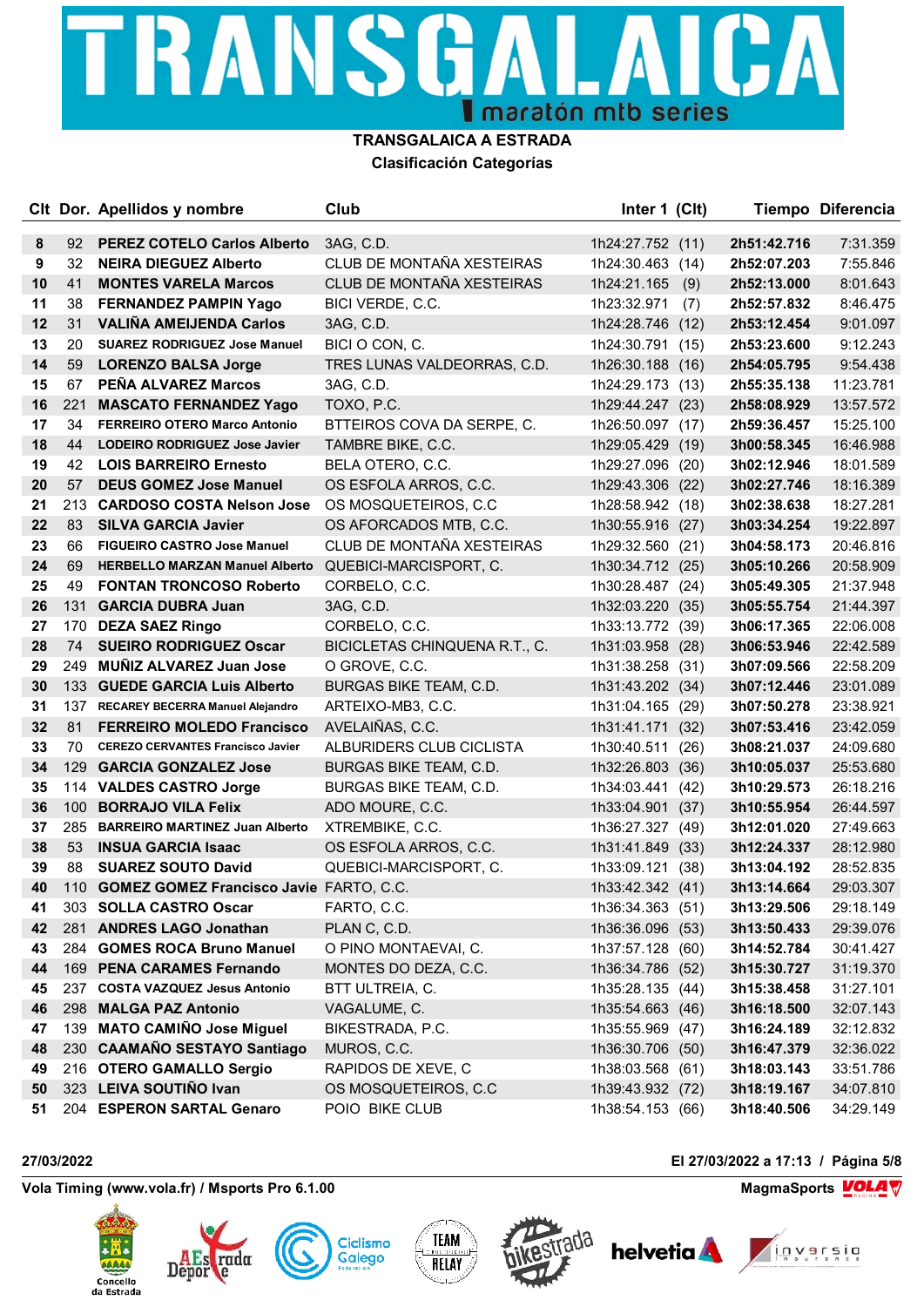# TRANSGALAICA

maratón mtb series

## TRANSGALAICA A ESTRADA

### Clasificación Categorías

| Clt | Dor. | Apellidos y nombre | Club | Inter 1 | (Clt) | Tiempo | Diferencia |
|---|---|---|---|---|---|---|---|
| 8 | 92 | **PEREZ COTELO Carlos Alberto** | 3AG, C.D. | 1h24:27.752 | (11) | **2h51:42.716** | 7:31.359 |
| 9 | 32 | **NEIRA DIEGUEZ Alberto** | CLUB DE MONTAÑA XESTEIRAS | 1h24:30.463 | (14) | **2h52:07.203** | 7:55.846 |
| 10 | 41 | **MONTES VARELA Marcos** | CLUB DE MONTAÑA XESTEIRAS | 1h24:21.165 | (9) | **2h52:13.000** | 8:01.643 |
| 11 | 38 | **FERNANDEZ PAMPIN Yago** | BICI VERDE, C.C. | 1h23:32.971 | (7) | **2h52:57.832** | 8:46.475 |
| 12 | 31 | **VALIÑA AMEIJENDA Carlos** | 3AG, C.D. | 1h24:28.746 | (12) | **2h53:12.454** | 9:01.097 |
| 13 | 20 | **SUAREZ RODRIGUEZ Jose Manuel** | BICI O CON, C. | 1h24:30.791 | (15) | **2h53:23.600** | 9:12.243 |
| 14 | 59 | **LORENZO BALSA Jorge** | TRES LUNAS VALDEORRAS, C.D. | 1h26:30.188 | (16) | **2h54:05.795** | 9:54.438 |
| 15 | 67 | **PEÑA ALVAREZ Marcos** | 3AG, C.D. | 1h24:29.173 | (13) | **2h55:35.138** | 11:23.781 |
| 16 | 221 | **MASCATO FERNANDEZ Yago** | TOXO, P.C. | 1h29:44.247 | (23) | **2h58:08.929** | 13:57.572 |
| 17 | 34 | **FERREIRO OTERO Marco Antonio** | BTTEIROS COVA DA SERPE, C. | 1h26:50.097 | (17) | **2h59:36.457** | 15:25.100 |
| 18 | 44 | **LODEIRO RODRIGUEZ Jose Javier** | TAMBRE BIKE, C.C. | 1h29:05.429 | (19) | **3h00:58.345** | 16:46.988 |
| 19 | 42 | **LOIS BARREIRO Ernesto** | BELA OTERO, C.C. | 1h29:27.096 | (20) | **3h02:12.946** | 18:01.589 |
| 20 | 57 | **DEUS GOMEZ Jose Manuel** | OS ESFOLA ARROS, C.C. | 1h29:43.306 | (22) | **3h02:27.746** | 18:16.389 |
| 21 | 213 | **CARDOSO COSTA Nelson Jose** | OS MOSQUETEIROS, C.C | 1h28:58.942 | (18) | **3h02:38.638** | 18:27.281 |
| 22 | 83 | **SILVA GARCIA Javier** | OS AFORCADOS MTB, C.C. | 1h30:55.916 | (27) | **3h03:34.254** | 19:22.897 |
| 23 | 66 | **FIGUEIRO CASTRO Jose Manuel** | CLUB DE MONTAÑA XESTEIRAS | 1h29:32.560 | (21) | **3h04:58.173** | 20:46.816 |
| 24 | 69 | **HERBELLO MARZAN Manuel Alberto** | QUEBICI-MARCISPORT, C. | 1h30:34.712 | (25) | **3h05:10.266** | 20:58.909 |
| 25 | 49 | **FONTAN TRONCOSO Roberto** | CORBELO, C.C. | 1h30:28.487 | (24) | **3h05:49.305** | 21:37.948 |
| 26 | 131 | **GARCIA DUBRA Juan** | 3AG, C.D. | 1h32:03.220 | (35) | **3h05:55.754** | 21:44.397 |
| 27 | 170 | **DEZA SAEZ Ringo** | CORBELO, C.C. | 1h33:13.772 | (39) | **3h06:17.365** | 22:06.008 |
| 28 | 74 | **SUEIRO RODRIGUEZ Oscar** | BICICLETAS CHINQUENA R.T., C. | 1h31:03.958 | (28) | **3h06:53.946** | 22:42.589 |
| 29 | 249 | **MUÑIZ ALVAREZ Juan Jose** | O GROVE, C.C. | 1h31:38.258 | (31) | **3h07:09.566** | 22:58.209 |
| 30 | 133 | **GUEDE GARCIA Luis Alberto** | BURGAS BIKE TEAM, C.D. | 1h31:43.202 | (34) | **3h07:12.446** | 23:01.089 |
| 31 | 137 | **RECAREY BECERRA Manuel Alejandro** | ARTEIXO-MB3, C.C. | 1h31:04.165 | (29) | **3h07:50.278** | 23:38.921 |
| 32 | 81 | **FERREIRO MOLEDO Francisco** | AVELAIÑAS, C.C. | 1h31:41.171 | (32) | **3h07:53.416** | 23:42.059 |
| 33 | 70 | **CEREZO CERVANTES Francisco Javier** | ALBURIDERS CLUB CICLISTA | 1h30:40.511 | (26) | **3h08:21.037** | 24:09.680 |
| 34 | 129 | **GARCIA GONZALEZ Jose** | BURGAS BIKE TEAM, C.D. | 1h32:26.803 | (36) | **3h10:05.037** | 25:53.680 |
| 35 | 114 | **VALDES CASTRO Jorge** | BURGAS BIKE TEAM, C.D. | 1h34:03.441 | (42) | **3h10:29.573** | 26:18.216 |
| 36 | 100 | **BORRAJO VILA Felix** | ADO MOURE, C.C. | 1h33:04.901 | (37) | **3h10:55.954** | 26:44.597 |
| 37 | 285 | **BARREIRO MARTINEZ Juan Alberto** | XTREMBIKE, C.C. | 1h36:27.327 | (49) | **3h12:01.020** | 27:49.663 |
| 38 | 53 | **INSUA GARCIA Isaac** | OS ESFOLA ARROS, C.C. | 1h31:41.849 | (33) | **3h12:24.337** | 28:12.980 |
| 39 | 88 | **SUAREZ SOUTO David** | QUEBICI-MARCISPORT, C. | 1h33:09.121 | (38) | **3h13:04.192** | 28:52.835 |
| 40 | 110 | **GOMEZ GOMEZ Francisco Javie** | FARTO, C.C. | 1h33:42.342 | (41) | **3h13:14.664** | 29:03.307 |
| 41 | 303 | **SOLLA CASTRO Oscar** | FARTO, C.C. | 1h36:34.363 | (51) | **3h13:29.506** | 29:18.149 |
| 42 | 281 | **ANDRES LAGO Jonathan** | PLAN C, C.D. | 1h36:36.096 | (53) | **3h13:50.433** | 29:39.076 |
| 43 | 284 | **GOMES ROCA Bruno Manuel** | O PINO MONTAEVAI, C. | 1h37:57.128 | (60) | **3h14:52.784** | 30:41.427 |
| 44 | 169 | **PENA CARAMES Fernando** | MONTES DO DEZA, C.C. | 1h36:34.786 | (52) | **3h15:30.727** | 31:19.370 |
| 45 | 237 | **COSTA VAZQUEZ Jesus Antonio** | BTT ULTREIA, C. | 1h35:28.135 | (44) | **3h15:38.458** | 31:27.101 |
| 46 | 298 | **MALGA PAZ Antonio** | VAGALUME, C. | 1h35:54.663 | (46) | **3h16:18.500** | 32:07.143 |
| 47 | 139 | **MATO CAMIÑO Jose Miguel** | BIKESTRADA, P.C. | 1h35:55.969 | (47) | **3h16:24.189** | 32:12.832 |
| 48 | 230 | **CAAMAÑO SESTAYO Santiago** | MUROS, C.C. | 1h36:30.706 | (50) | **3h16:47.379** | 32:36.022 |
| 49 | 216 | **OTERO GAMALLO Sergio** | RAPIDOS DE XEVE, C | 1h38:03.568 | (61) | **3h18:03.143** | 33:51.786 |
| 50 | 323 | **LEIVA SOUTIÑO Ivan** | OS MOSQUETEIROS, C.C | 1h39:43.932 | (72) | **3h18:19.167** | 34:07.810 |
| 51 | 204 | **ESPERON SARTAL Genaro** | POIO BIKE CLUB | 1h38:54.153 | (66) | **3h18:40.506** | 34:29.149 |

27/03/2022 — El 27/03/2022 a 17:13 / Página 5/8

Vola Timing (www.vola.fr) / Msports Pro 6.1.00 — MagmaSports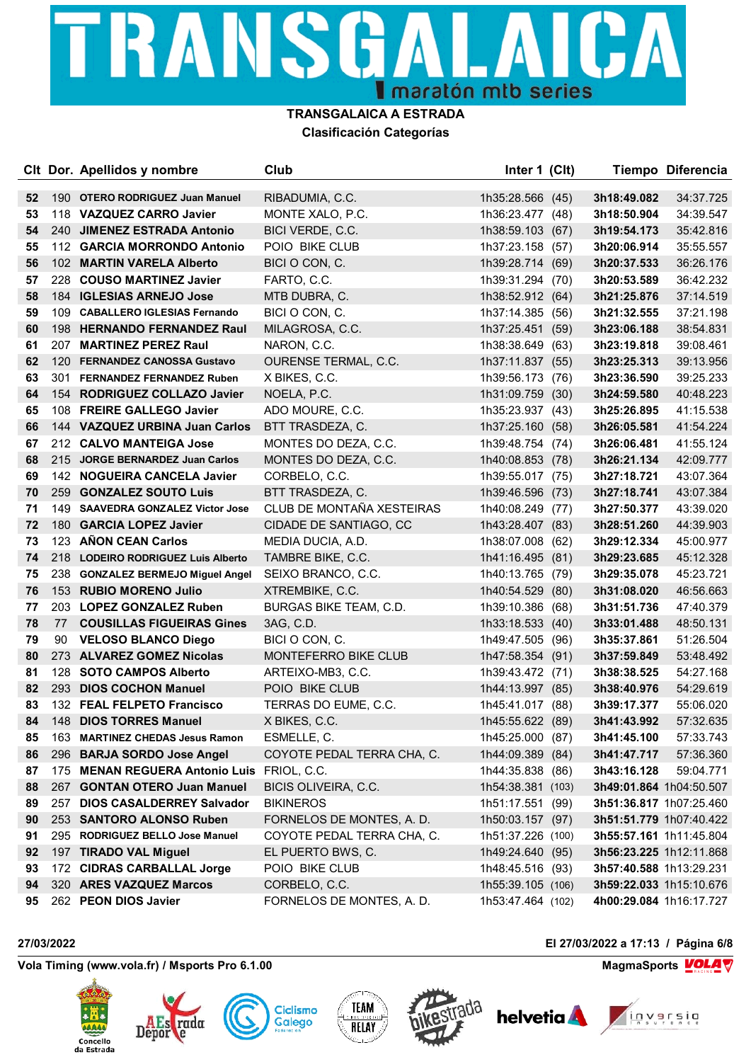# TRANSGALAICA

maratón mtb series

**TRANSGALAICA A ESTRADA**

**Clasificación Categorías**

| Clt | Dor. | Apellidos y nombre | Club | Inter 1 (Clt) | Tiempo | Diferencia |
|---|---|---|---|---|---|---|
| 52 | 190 | **OTERO RODRIGUEZ Juan Manuel** | RIBADUMIA, C.C. | 1h35:28.566 (45) | **3h18:49.082** | 34:37.725 |
| 53 | 118 | **VAZQUEZ CARRO Javier** | MONTE XALO, P.C. | 1h36:23.477 (48) | **3h18:50.904** | 34:39.547 |
| 54 | 240 | **JIMENEZ ESTRADA Antonio** | BICI VERDE, C.C. | 1h38:59.103 (67) | **3h19:54.173** | 35:42.816 |
| 55 | 112 | **GARCIA MORRONDO Antonio** | POIO BIKE CLUB | 1h37:23.158 (57) | **3h20:06.914** | 35:55.557 |
| 56 | 102 | **MARTIN VARELA Alberto** | BICI O CON, C. | 1h39:28.714 (69) | **3h20:37.533** | 36:26.176 |
| 57 | 228 | **COUSO MARTINEZ Javier** | FARTO, C.C. | 1h39:31.294 (70) | **3h20:53.589** | 36:42.232 |
| 58 | 184 | **IGLESIAS ARNEJO Jose** | MTB DUBRA, C. | 1h38:52.912 (64) | **3h21:25.876** | 37:14.519 |
| 59 | 109 | **CABALLERO IGLESIAS Fernando** | BICI O CON, C. | 1h37:14.385 (56) | **3h21:32.555** | 37:21.198 |
| 60 | 198 | **HERNANDO FERNANDEZ Raul** | MILAGROSA, C.C. | 1h37:25.451 (59) | **3h23:06.188** | 38:54.831 |
| 61 | 207 | **MARTINEZ PEREZ Raul** | NARON, C.C. | 1h38:38.649 (63) | **3h23:19.818** | 39:08.461 |
| 62 | 120 | **FERNANDEZ CANOSSA Gustavo** | OURENSE TERMAL, C.C. | 1h37:11.837 (55) | **3h23:25.313** | 39:13.956 |
| 63 | 301 | **FERNANDEZ FERNANDEZ Ruben** | X BIKES, C.C. | 1h39:56.173 (76) | **3h23:36.590** | 39:25.233 |
| 64 | 154 | **RODRIGUEZ COLLAZO Javier** | NOELA, P.C. | 1h31:09.759 (30) | **3h24:59.580** | 40:48.223 |
| 65 | 108 | **FREIRE GALLEGO Javier** | ADO MOURE, C.C. | 1h35:23.937 (43) | **3h25:26.895** | 41:15.538 |
| 66 | 144 | **VAZQUEZ URBINA Juan Carlos** | BTT TRASDEZA, C. | 1h37:25.160 (58) | **3h26:05.581** | 41:54.224 |
| 67 | 212 | **CALVO MANTEIGA Jose** | MONTES DO DEZA, C.C. | 1h39:48.754 (74) | **3h26:06.481** | 41:55.124 |
| 68 | 215 | **JORGE BERNARDEZ Juan Carlos** | MONTES DO DEZA, C.C. | 1h40:08.853 (78) | **3h26:21.134** | 42:09.777 |
| 69 | 142 | **NOGUEIRA CANCELA Javier** | CORBELO, C.C. | 1h39:55.017 (75) | **3h27:18.721** | 43:07.364 |
| 70 | 259 | **GONZALEZ SOUTO Luis** | BTT TRASDEZA, C. | 1h39:46.596 (73) | **3h27:18.741** | 43:07.384 |
| 71 | 149 | **SAAVEDRA GONZALEZ Victor Jose** | CLUB DE MONTAÑA XESTEIRAS | 1h40:08.249 (77) | **3h27:50.377** | 43:39.020 |
| 72 | 180 | **GARCIA LOPEZ Javier** | CIDADE DE SANTIAGO, CC | 1h43:28.407 (83) | **3h28:51.260** | 44:39.903 |
| 73 | 123 | **AÑON CEAN Carlos** | MEDIA DUCIA, A.D. | 1h38:07.008 (62) | **3h29:12.334** | 45:00.977 |
| 74 | 218 | **LODEIRO RODRIGUEZ Luis Alberto** | TAMBRE BIKE, C.C. | 1h41:16.495 (81) | **3h29:23.685** | 45:12.328 |
| 75 | 238 | **GONZALEZ BERMEJO Miguel Angel** | SEIXO BRANCO, C.C. | 1h40:13.765 (79) | **3h29:35.078** | 45:23.721 |
| 76 | 153 | **RUBIO MORENO Julio** | XTREMBIKE, C.C. | 1h40:54.529 (80) | **3h31:08.020** | 46:56.663 |
| 77 | 203 | **LOPEZ GONZALEZ Ruben** | BURGAS BIKE TEAM, C.D. | 1h39:10.386 (68) | **3h31:51.736** | 47:40.379 |
| 78 | 77 | **COUSILLAS FIGUEIRAS Gines** | 3AG, C.D. | 1h33:18.533 (40) | **3h33:01.488** | 48:50.131 |
| 79 | 90 | **VELOSO BLANCO Diego** | BICI O CON, C. | 1h49:47.505 (96) | **3h35:37.861** | 51:26.504 |
| 80 | 273 | **ALVAREZ GOMEZ Nicolas** | MONTEFERRO BIKE CLUB | 1h47:58.354 (91) | **3h37:59.849** | 53:48.492 |
| 81 | 128 | **SOTO CAMPOS Alberto** | ARTEIXO-MB3, C.C. | 1h39:43.472 (71) | **3h38:38.525** | 54:27.168 |
| 82 | 293 | **DIOS COCHON Manuel** | POIO BIKE CLUB | 1h44:13.997 (85) | **3h38:40.976** | 54:29.619 |
| 83 | 132 | **FEAL FELPETO Francisco** | TERRAS DO EUME, C.C. | 1h45:41.017 (88) | **3h39:17.377** | 55:06.020 |
| 84 | 148 | **DIOS TORRES Manuel** | X BIKES, C.C. | 1h45:55.622 (89) | **3h41:43.992** | 57:32.635 |
| 85 | 163 | **MARTINEZ CHEDAS Jesus Ramon** | ESMELLE, C. | 1h45:25.000 (87) | **3h41:45.100** | 57:33.743 |
| 86 | 296 | **BARJA SORDO Jose Angel** | COYOTE PEDAL TERRA CHA, C. | 1h44:09.389 (84) | **3h41:47.717** | 57:36.360 |
| 87 | 175 | **MENAN REGUERA Antonio Luis** | FRIOL, C.C. | 1h44:35.838 (86) | **3h43:16.128** | 59:04.771 |
| 88 | 267 | **GONTAN OTERO Juan Manuel** | BICIS OLIVEIRA, C.C. | 1h54:38.381 (103) | **3h49:01.864** | 1h04:50.507 |
| 89 | 257 | **DIOS CASALDERREY Salvador** | BIKINEROS | 1h51:17.551 (99) | **3h51:36.817** | 1h07:25.460 |
| 90 | 253 | **SANTORO ALONSO Ruben** | FORNELOS DE MONTES, A. D. | 1h50:03.157 (97) | **3h51:51.779** | 1h07:40.422 |
| 91 | 295 | **RODRIGUEZ BELLO Jose Manuel** | COYOTE PEDAL TERRA CHA, C. | 1h51:37.226 (100) | **3h55:57.161** | 1h11:45.804 |
| 92 | 197 | **TIRADO VAL Miguel** | EL PUERTO BWS, C. | 1h49:24.640 (95) | **3h56:23.225** | 1h12:11.868 |
| 93 | 172 | **CIDRAS CARBALLAL Jorge** | POIO BIKE CLUB | 1h48:45.516 (93) | **3h57:40.588** | 1h13:29.231 |
| 94 | 320 | **ARES VAZQUEZ Marcos** | CORBELO, C.C. | 1h55:39.105 (106) | **3h59:22.033** | 1h15:10.676 |
| 95 | 262 | **PEON DIOS Javier** | FORNELOS DE MONTES, A. D. | 1h53:47.464 (102) | **4h00:29.084** | 1h16:17.727 |

**27/03/2022** **El 27/03/2022 a 17:13**

**Vola Timing (www.vola.fr) / Msports Pro 6.1.00** **MagmaSports**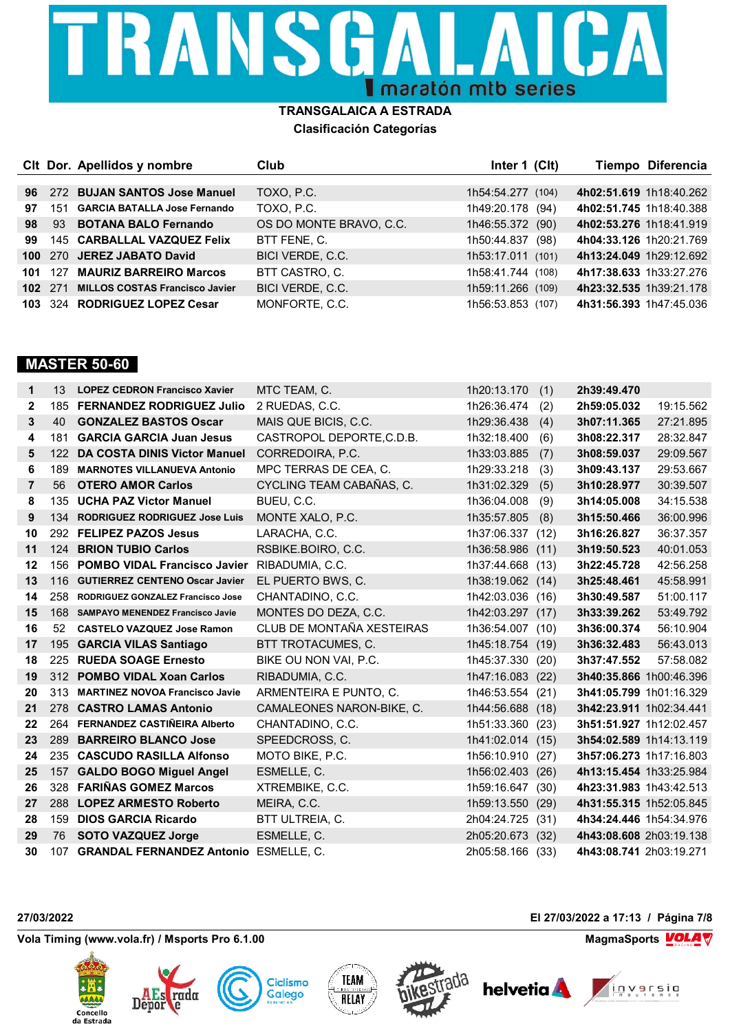# TRANSGALAICA

maratón mtb series

**TRANSGALAICA A ESTRADA**

**Clasificación Categorías**

| Clt | Dor. | Apellidos y nombre | Club | Inter 1 | (Clt) | Tiempo | Diferencia |
|---|---|---|---|---|---|---|---|
| 96 | 272 | **BUJAN SANTOS Jose Manuel** | TOXO, P.C. | 1h54:54.277 | (104) | **4h02:51.619** | 1h18:40.262 |
| 97 | 151 | **GARCIA BATALLA Jose Fernando** | TOXO, P.C. | 1h49:20.178 | (94) | **4h02:51.745** | 1h18:40.388 |
| 98 | 93 | **BOTANA BALO Fernando** | OS DO MONTE BRAVO, C.C. | 1h46:55.372 | (90) | **4h02:53.276** | 1h18:41.919 |
| 99 | 145 | **CARBALLAL VAZQUEZ Felix** | BTT FENE, C. | 1h50:44.837 | (98) | **4h04:33.126** | 1h20:21.769 |
| 100 | 270 | **JEREZ JABATO David** | BICI VERDE, C.C. | 1h53:17.011 | (101) | **4h13:24.049** | 1h29:12.692 |
| 101 | 127 | **MAURIZ BARREIRO Marcos** | BTT CASTRO, C. | 1h58:41.744 | (108) | **4h17:38.633** | 1h33:27.276 |
| 102 | 271 | **MILLOS COSTAS Francisco Javier** | BICI VERDE, C.C. | 1h59:11.266 | (109) | **4h23:32.535** | 1h39:21.178 |
| 103 | 324 | **RODRIGUEZ LOPEZ Cesar** | MONFORTE, C.C. | 1h56:53.853 | (107) | **4h31:56.393** | 1h47:45.036 |

## MASTER 50-60

| Clt | Dor. | Apellidos y nombre | Club | Inter 1 | (Clt) | Tiempo | Diferencia |
|---|---|---|---|---|---|---|---|
| 1 | 13 | **LOPEZ CEDRON Francisco Xavier** | MTC TEAM, C. | 1h20:13.170 | (1) | **2h39:49.470** | |
| 2 | 185 | **FERNANDEZ RODRIGUEZ Julio** | 2 RUEDAS, C.C. | 1h26:36.474 | (2) | **2h59:05.032** | 19:15.562 |
| 3 | 40 | **GONZALEZ BASTOS Oscar** | MAIS QUE BICIS, C.C. | 1h29:36.438 | (4) | **3h07:11.365** | 27:21.895 |
| 4 | 181 | **GARCIA GARCIA Juan Jesus** | CASTROPOL DEPORTE,C.D.B. | 1h32:18.400 | (6) | **3h08:22.317** | 28:32.847 |
| 5 | 122 | **DA COSTA DINIS Victor Manuel** | CORREDOIRA, P.C. | 1h33:03.885 | (7) | **3h08:59.037** | 29:09.567 |
| 6 | 189 | **MARNOTES VILLANUEVA Antonio** | MPC TERRAS DE CEA, C. | 1h29:33.218 | (3) | **3h09:43.137** | 29:53.667 |
| 7 | 56 | **OTERO AMOR Carlos** | CYCLING TEAM CABAÑAS, C. | 1h31:02.329 | (5) | **3h10:28.977** | 30:39.507 |
| 8 | 135 | **UCHA PAZ Victor Manuel** | BUEU, C.C. | 1h36:04.008 | (9) | **3h14:05.008** | 34:15.538 |
| 9 | 134 | **RODRIGUEZ RODRIGUEZ Jose Luis** | MONTE XALO, P.C. | 1h35:57.805 | (8) | **3h15:50.466** | 36:00.996 |
| 10 | 292 | **FELIPEZ PAZOS Jesus** | LARACHA, C.C. | 1h37:06.337 | (12) | **3h16:26.827** | 36:37.357 |
| 11 | 124 | **BRION TUBIO Carlos** | RSBIKE.BOIRO, C.C. | 1h36:58.986 | (11) | **3h19:50.523** | 40:01.053 |
| 12 | 156 | **POMBO VIDAL Francisco Javier** | RIBADUMIA, C.C. | 1h37:44.668 | (13) | **3h22:45.728** | 42:56.258 |
| 13 | 116 | **GUTIERREZ CENTENO Oscar Javier** | EL PUERTO BWS, C. | 1h38:19.062 | (14) | **3h25:48.461** | 45:58.991 |
| 14 | 258 | **RODRIGUEZ GONZALEZ Francisco Jose** | CHANTADINO, C.C. | 1h42:03.036 | (16) | **3h30:49.587** | 51:00.117 |
| 15 | 168 | **SAMPAYO MENENDEZ Francisco Javie** | MONTES DO DEZA, C.C. | 1h42:03.297 | (17) | **3h33:39.262** | 53:49.792 |
| 16 | 52 | **CASTELO VAZQUEZ Jose Ramon** | CLUB DE MONTAÑA XESTEIRAS | 1h36:54.007 | (10) | **3h36:00.374** | 56:10.904 |
| 17 | 195 | **GARCIA VILAS Santiago** | BTT TROTACUMES, C. | 1h45:18.754 | (19) | **3h36:32.483** | 56:43.013 |
| 18 | 225 | **RUEDA SOAGE Ernesto** | BIKE OU NON VAI, P.C. | 1h45:37.330 | (20) | **3h37:47.552** | 57:58.082 |
| 19 | 312 | **POMBO VIDAL Xoan Carlos** | RIBADUMIA, C.C. | 1h47:16.083 | (22) | **3h40:35.866** | 1h00:46.396 |
| 20 | 313 | **MARTINEZ NOVOA Francisco Javie** | ARMENTEIRA E PUNTO, C. | 1h46:53.554 | (21) | **3h41:05.799** | 1h01:16.329 |
| 21 | 278 | **CASTRO LAMAS Antonio** | CAMALEONES NARON-BIKE, C. | 1h44:56.688 | (18) | **3h42:23.911** | 1h02:34.441 |
| 22 | 264 | **FERNANDEZ CASTIÑEIRA Alberto** | CHANTADINO, C.C. | 1h51:33.360 | (23) | **3h51:51.927** | 1h12:02.457 |
| 23 | 289 | **BARREIRO BLANCO Jose** | SPEEDCROSS, C. | 1h41:02.014 | (15) | **3h54:02.589** | 1h14:13.119 |
| 24 | 235 | **CASCUDO RASILLA Alfonso** | MOTO BIKE, P.C. | 1h56:10.910 | (27) | **3h57:06.273** | 1h17:16.803 |
| 25 | 157 | **GALDO BOGO Miguel Angel** | ESMELLE, C. | 1h56:02.403 | (26) | **4h13:15.454** | 1h33:25.984 |
| 26 | 328 | **FARIÑAS GOMEZ Marcos** | XTREMBIKE, C.C. | 1h59:16.647 | (30) | **4h23:31.983** | 1h43:42.513 |
| 27 | 288 | **LOPEZ ARMESTO Roberto** | MEIRA, C.C. | 1h59:13.550 | (29) | **4h31:55.315** | 1h52:05.845 |
| 28 | 159 | **DIOS GARCIA Ricardo** | BTT ULTREIA, C. | 2h04:24.725 | (31) | **4h34:24.446** | 1h54:34.976 |
| 29 | 76 | **SOTO VAZQUEZ Jorge** | ESMELLE, C. | 2h05:20.673 | (32) | **4h43:08.608** | 2h03:19.138 |
| 30 | 107 | **GRANDAL FERNANDEZ Antonio** | ESMELLE, C. | 2h05:58.166 | (33) | **4h43:08.741** | 2h03:19.271 |

**27/03/2022** **El 27/03/2022 a 17:13**

**Vola Timing (www.vola.fr) / Msports Pro 6.1.00** **MagmaSports**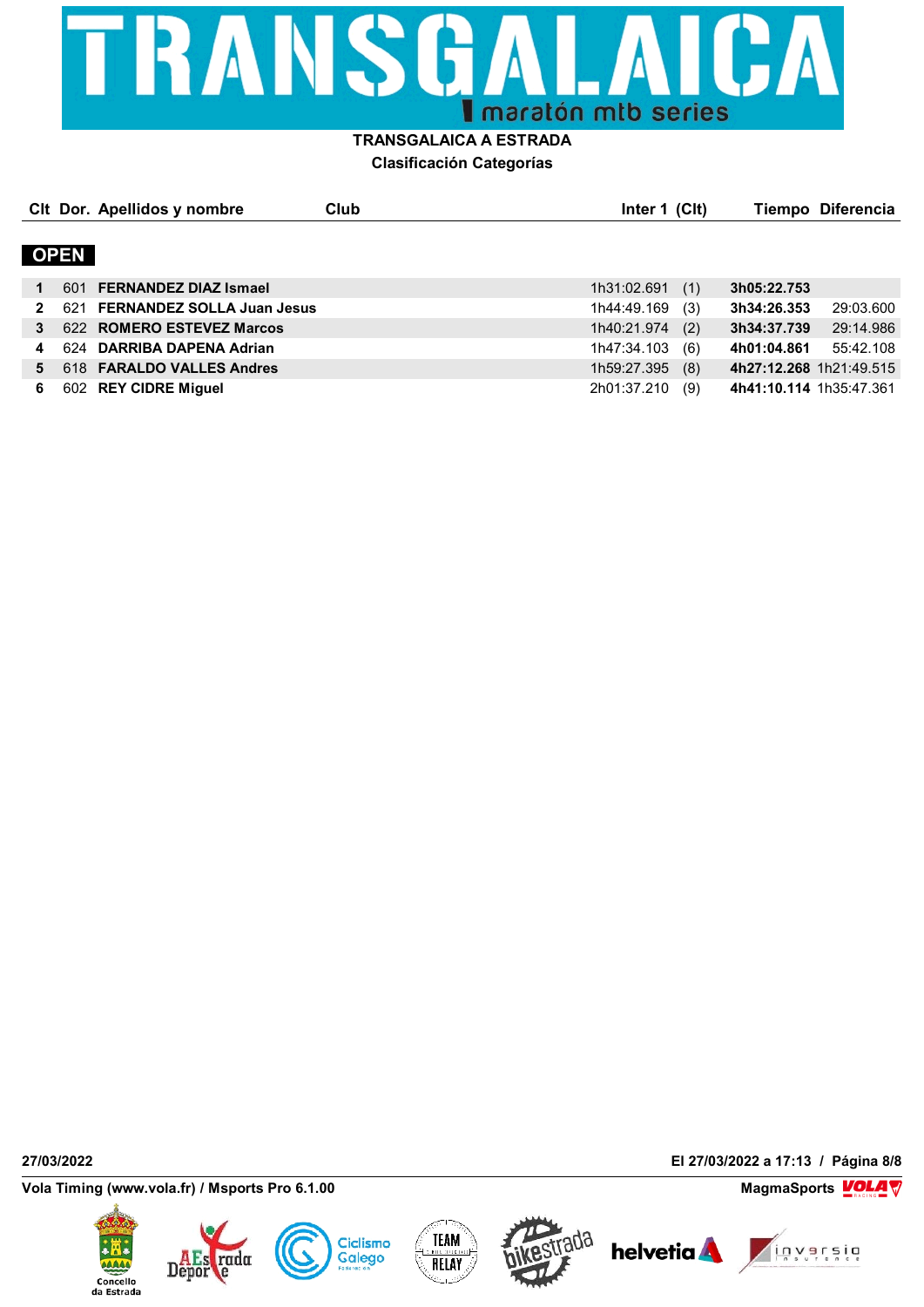# TRANSGALAICA

maratón mtb series

**TRANSGALAICA A ESTRADA**

**Clasificación Categorías**

## OPEN

| Clt | Dor. | Apellidos y nombre | Club | Inter 1 | (Clt) | Tiempo | Diferencia |
|---|---|---|---|---|---|---|---|
| 1 | 601 | **FERNANDEZ DIAZ Ismael** | | 1h31:02.691 | (1) | **3h05:22.753** | |
| 2 | 621 | **FERNANDEZ SOLLA Juan Jesus** | | 1h44:49.169 | (3) | **3h34:26.353** | 29:03.600 |
| 3 | 622 | **ROMERO ESTEVEZ Marcos** | | 1h40:21.974 | (2) | **3h34:37.739** | 29:14.986 |
| 4 | 624 | **DARRIBA DAPENA Adrian** | | 1h47:34.103 | (6) | **4h01:04.861** | 55:42.108 |
| 5 | 618 | **FARALDO VALLES Andres** | | 1h59:27.395 | (8) | **4h27:12.268** | 1h21:49.515 |
| 6 | 602 | **REY CIDRE Miguel** | | 2h01:37.210 | (9) | **4h41:10.114** | 1h35:47.361 |

**27/03/2022** **El 27/03/2022 a 17:13**

**Vola Timing (www.vola.fr) / Msports Pro 6.1.00** **MagmaSports**